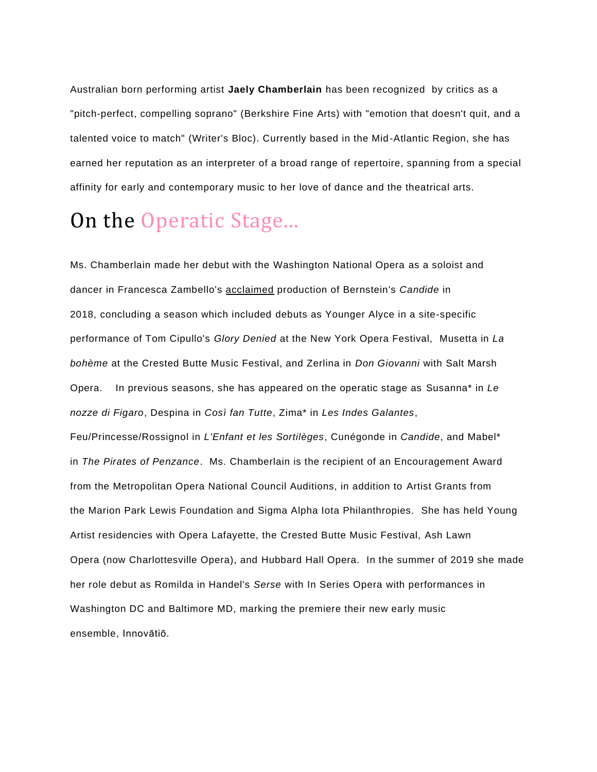Australian born performing artist **Jaely Chamberlain** has been recognized by critics as a "pitch-perfect, compelling soprano" (Berkshire Fine Arts) with "emotion that doesn't quit, and a talented voice to match" (Writer's Bloc). Currently based in the Mid-Atlantic Region, she has earned her reputation as an interpreter of a broad range of repertoire, spanning from a special affinity for early and contemporary music to her love of dance and the theatrical arts.

## On the Operatic Stage...

Ms. Chamberlain made her debut with the Washington National Opera as a soloist and dancer in Francesca Zambello's acclaimed production of Bernstein's *Candide* in 2018, concluding a season which included debuts as Younger Alyce in a site-specific performance of Tom Cipullo's *Glory Denied* at the New York Opera Festival, Musetta in *La bohème* at the Crested Butte Music Festival, and Zerlina in *Don Giovanni* with Salt Marsh Opera. In previous seasons, she has appeared on the operatic stage as Susanna* in *Le nozze di Figaro*, Despina in *Così fan Tutte*, Zima* in *Les Indes Galantes*, Feu/Princesse/Rossignol in *L'Enfant et les Sortilèges*, Cunégonde in *Candide*, and Mabel* in *The Pirates of Penzance*. Ms. Chamberlain is the recipient of an Encouragement Award from the Metropolitan Opera National Council Auditions, in addition to Artist Grants from the Marion Park Lewis Foundation and Sigma Alpha Iota Philanthropies. She has held Young Artist residencies with Opera Lafayette, the Crested Butte Music Festival, Ash Lawn Opera (now Charlottesville Opera), and Hubbard Hall Opera. In the summer of 2019 she made her role debut as Romilda in Handel's *Serse* with In Series Opera with performances in Washington DC and Baltimore MD, marking the premiere their new early music ensemble, Innovātiō.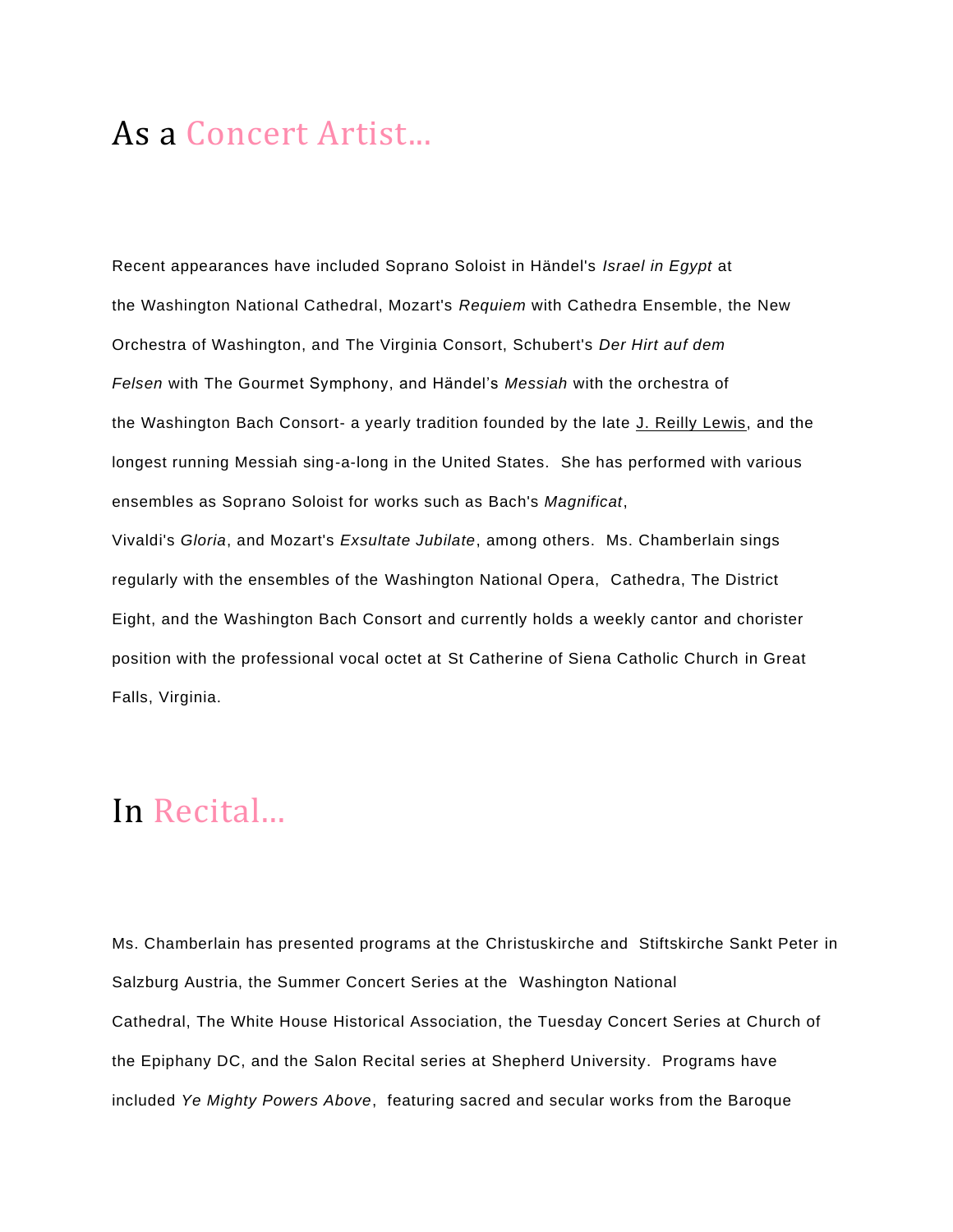# As a Concert Artist...

Recent appearances have included Soprano Soloist in Händel's *Israel in Egypt* at the Washington National Cathedral, Mozart's *Requiem* with Cathedra Ensemble, the New Orchestra of Washington, and The Virginia Consort, Schubert's *Der Hirt auf dem Felsen* with The Gourmet Symphony, and Händel’s *Messiah* with the orchestra of the Washington Bach Consort- a yearly tradition founded by the late J. Reilly Lewis, and the longest running Messiah sing-a-long in the United States.  She has performed with various ensembles as Soprano Soloist for works such as Bach's *Magnificat*, Vivaldi's *Gloria*, and Mozart's *Exsultate Jubilate*, among others.  Ms. Chamberlain sings regularly with the ensembles of the Washington National Opera,  Cathedra, The District Eight, and the Washington Bach Consort and currently holds a weekly cantor and chorister position with the professional vocal octet at St Catherine of Siena Catholic Church in Great Falls, Virginia.

# In Recital...

Ms. Chamberlain has presented programs at the Christuskirche and  Stiftskirche Sankt Peter in Salzburg Austria, the Summer Concert Series at the  Washington National Cathedral, The White House Historical Association, the Tuesday Concert Series at Church of the Epiphany DC, and the Salon Recital series at Shepherd University.  Programs have included *Ye Mighty Powers Above*,  featuring sacred and secular works from the Baroque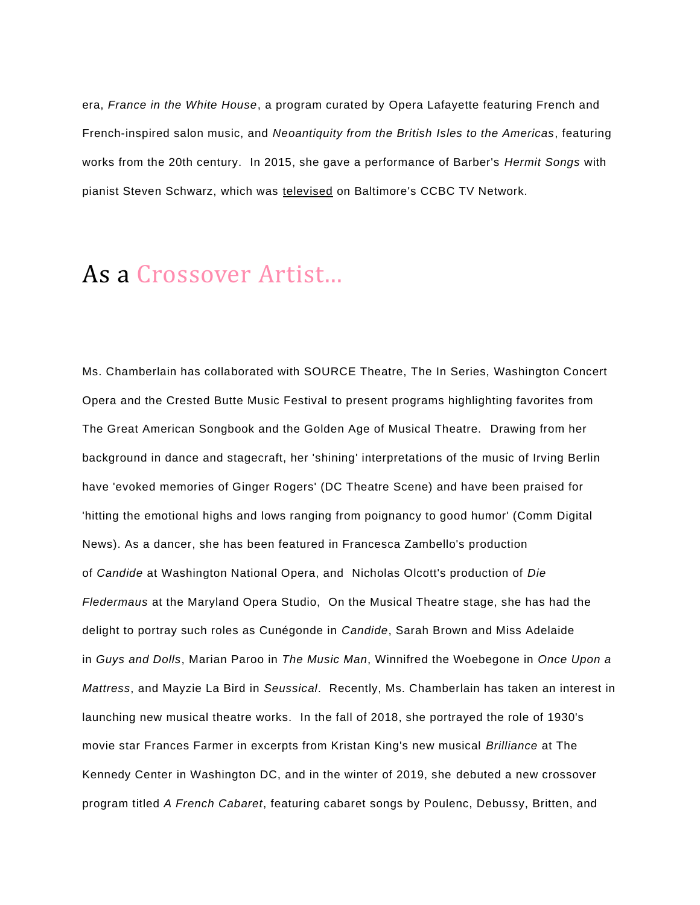era, *France in the White House*, a program curated by Opera Lafayette featuring French and French-inspired salon music, and *Neoantiquity from the British Isles to the Americas*, featuring works from the 20th century. In 2015, she gave a performance of Barber's *Hermit Songs* with pianist Steven Schwarz, which was televised on Baltimore's CCBC TV Network.

## As a Crossover Artist...

Ms. Chamberlain has collaborated with SOURCE Theatre, The In Series, Washington Concert Opera and the Crested Butte Music Festival to present programs highlighting favorites from The Great American Songbook and the Golden Age of Musical Theatre. Drawing from her background in dance and stagecraft, her 'shining' interpretations of the music of Irving Berlin have 'evoked memories of Ginger Rogers' (DC Theatre Scene) and have been praised for 'hitting the emotional highs and lows ranging from poignancy to good humor' (Comm Digital News). As a dancer, she has been featured in Francesca Zambello's production of *Candide* at Washington National Opera, and Nicholas Olcott's production of *Die Fledermaus* at the Maryland Opera Studio, On the Musical Theatre stage, she has had the delight to portray such roles as Cunégonde in *Candide*, Sarah Brown and Miss Adelaide in *Guys and Dolls*, Marian Paroo in *The Music Man*, Winnifred the Woebegone in *Once Upon a Mattress*, and Mayzie La Bird in *Seussical*. Recently, Ms. Chamberlain has taken an interest in launching new musical theatre works. In the fall of 2018, she portrayed the role of 1930's movie star Frances Farmer in excerpts from Kristan King's new musical *Brilliance* at The Kennedy Center in Washington DC, and in the winter of 2019, she debuted a new crossover program titled *A French Cabaret*, featuring cabaret songs by Poulenc, Debussy, Britten, and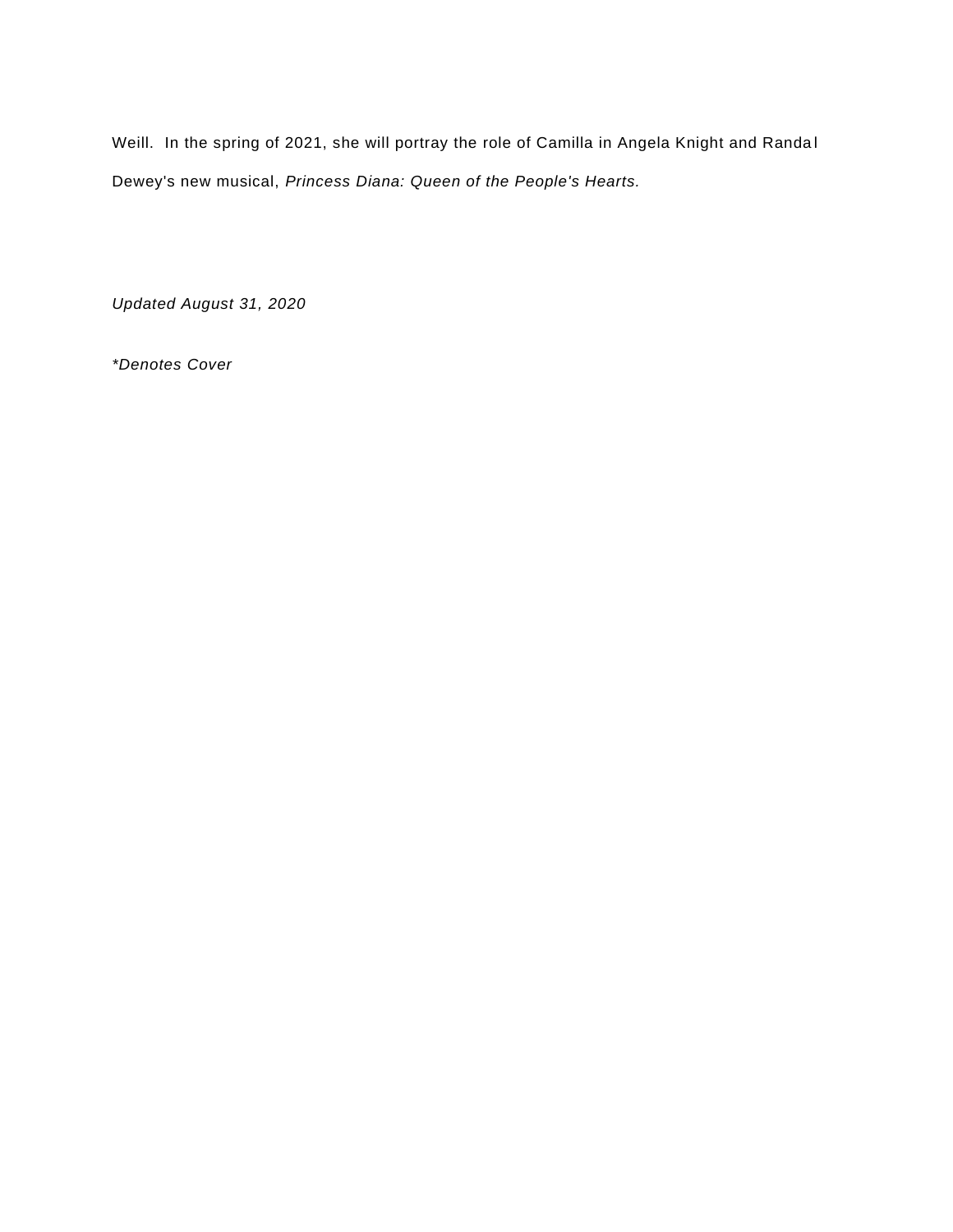Weill. In the spring of 2021, she will portray the role of Camilla in Angela Knight and Randal Dewey's new musical, *Princess Diana: Queen of the People's Hearts.*

*Updated August 31, 2020*

**Denotes Cover*